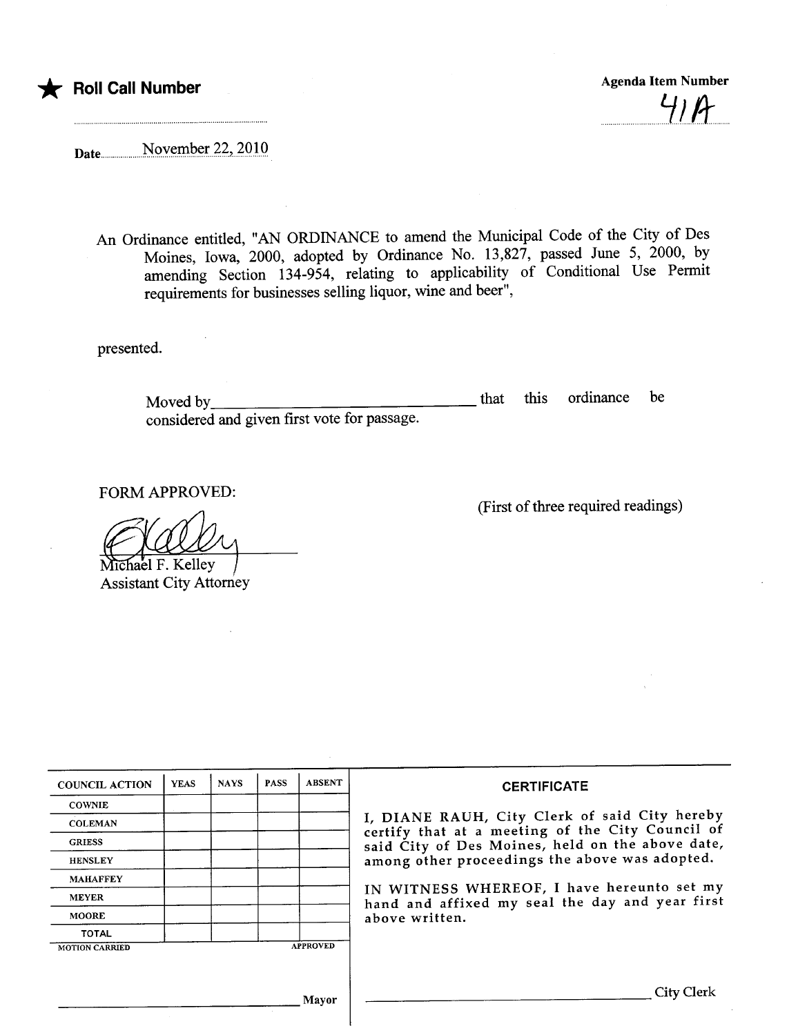★ **Roll Call Number**

**Agenda Item Number**

41A

Date November 22, 2010

An Ordinance entitled, "AN ORDINANCE to amend the Municipal Code of the City of Des Moines, Iowa, 2000, adopted by Ordinance No. 13,827, passed June 5, 2000, by amending Section 134-954, relating to applicability of Conditional Use Permit requirements for businesses selling liquor, wine and beer",

presented.

Moved by\_\_\_\_\_\_\_\_\_\_\_\_\_\_\_\_\_\_\_\_\_\_\_\_\_\_\_\_\_\_ that this ordinance be considered and given first vote for passage.

FORM APPROVED:

(First of three required readings)

Michael F. Kelley
Assistant City Attorney

| COUNCIL ACTION | YEAS | NAYS | PASS | ABSENT |
|---|---|---|---|---|
| COWNIE | | | | |
| COLEMAN | | | | |
| GRIESS | | | | |
| HENSLEY | | | | |
| MAHAFFEY | | | | |
| MEYER | | | | |
| MOORE | | | | |
| TOTAL | | | | |

MOTION CARRIED APPROVED

\_\_\_\_\_\_\_\_\_\_\_\_\_\_\_\_\_\_\_\_\_\_\_\_\_\_\_\_\_\_ Mayor

**CERTIFICATE**

I, DIANE RAUH, City Clerk of said City hereby certify that at a meeting of the City Council of said City of Des Moines, held on the above date, among other proceedings the above was adopted.

IN WITNESS WHEREOF, I have hereunto set my hand and affixed my seal the day and year first above written.

\_\_\_\_\_\_\_\_\_\_\_\_\_\_\_\_\_\_\_\_\_\_\_\_\_\_\_\_\_\_ City Clerk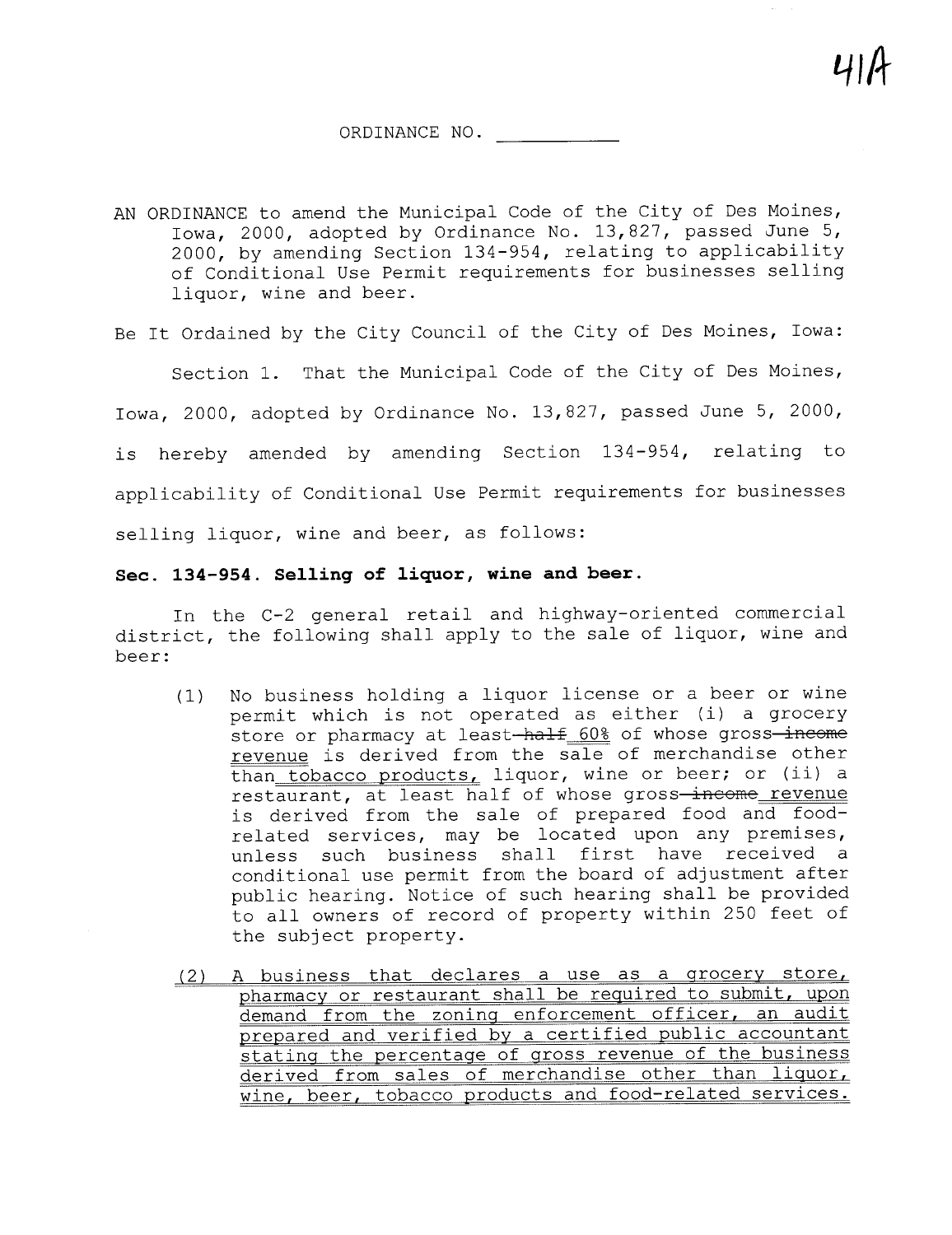ORDINANCE NO. ___________

AN ORDINANCE to amend the Municipal Code of the City of Des Moines, Iowa, 2000, adopted by Ordinance No. 13,827, passed June 5, 2000, by amending Section 134-954, relating to applicability of Conditional Use Permit requirements for businesses selling liquor, wine and beer.

Be It Ordained by the City Council of the City of Des Moines, Iowa:

Section 1. That the Municipal Code of the City of Des Moines, Iowa, 2000, adopted by Ordinance No. 13,827, passed June 5, 2000, is hereby amended by amending Section 134-954, relating to applicability of Conditional Use Permit requirements for businesses selling liquor, wine and beer, as follows:

**Sec. 134-954. Selling of liquor, wine and beer.**

In the C-2 general retail and highway-oriented commercial district, the following shall apply to the sale of liquor, wine and beer:

(1) No business holding a liquor license or a beer or wine permit which is not operated as either (i) a grocery store or pharmacy at least ~~half~~ <u>60%</u> of whose gross ~~income~~ <u>revenue</u> is derived from the sale of merchandise other than <u>tobacco products,</u> liquor, wine or beer; or (ii) a restaurant, at least half of whose gross ~~income~~ <u>revenue</u> is derived from the sale of prepared food and food-related services, may be located upon any premises, unless such business shall first have received a conditional use permit from the board of adjustment after public hearing. Notice of such hearing shall be provided to all owners of record of property within 250 feet of the subject property.

<u>(2) A business that declares a use as a grocery store, pharmacy or restaurant shall be required to submit, upon demand from the zoning enforcement officer, an audit prepared and verified by a certified public accountant stating the percentage of gross revenue of the business derived from sales of merchandise other than liquor, wine, beer, tobacco products and food-related services.</u>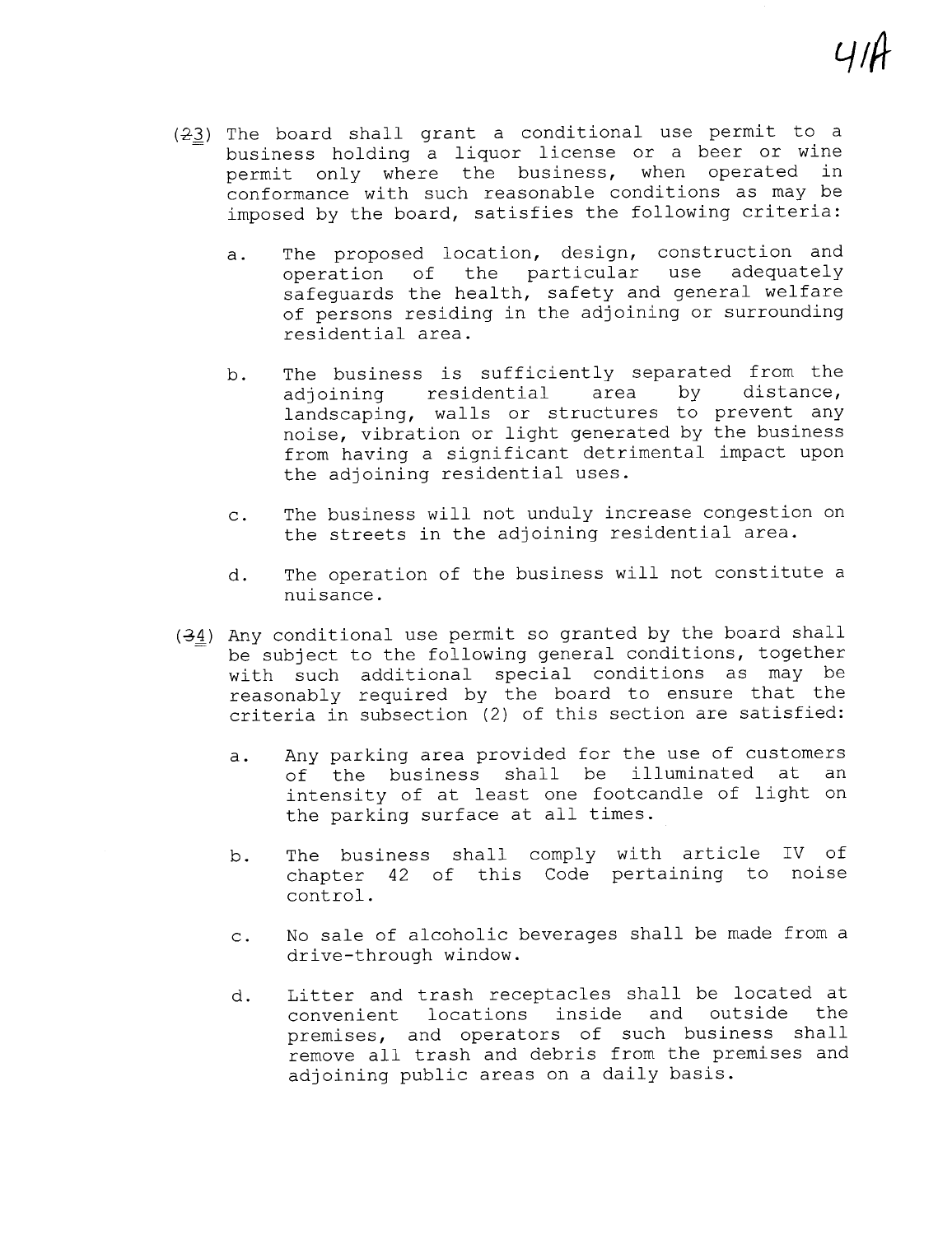(~~2~~3) The board shall grant a conditional use permit to a business holding a liquor license or a beer or wine permit only where the business, when operated in conformance with such reasonable conditions as may be imposed by the board, satisfies the following criteria:

a. The proposed location, design, construction and operation of the particular use adequately safeguards the health, safety and general welfare of persons residing in the adjoining or surrounding residential area.

b. The business is sufficiently separated from the adjoining residential area by distance, landscaping, walls or structures to prevent any noise, vibration or light generated by the business from having a significant detrimental impact upon the adjoining residential uses.

c. The business will not unduly increase congestion on the streets in the adjoining residential area.

d. The operation of the business will not constitute a nuisance.

(~~3~~4) Any conditional use permit so granted by the board shall be subject to the following general conditions, together with such additional special conditions as may be reasonably required by the board to ensure that the criteria in subsection (2) of this section are satisfied:

a. Any parking area provided for the use of customers of the business shall be illuminated at an intensity of at least one footcandle of light on the parking surface at all times.

b. The business shall comply with article IV of chapter 42 of this Code pertaining to noise control.

c. No sale of alcoholic beverages shall be made from a drive-through window.

d. Litter and trash receptacles shall be located at convenient locations inside and outside the premises, and operators of such business shall remove all trash and debris from the premises and adjoining public areas on a daily basis.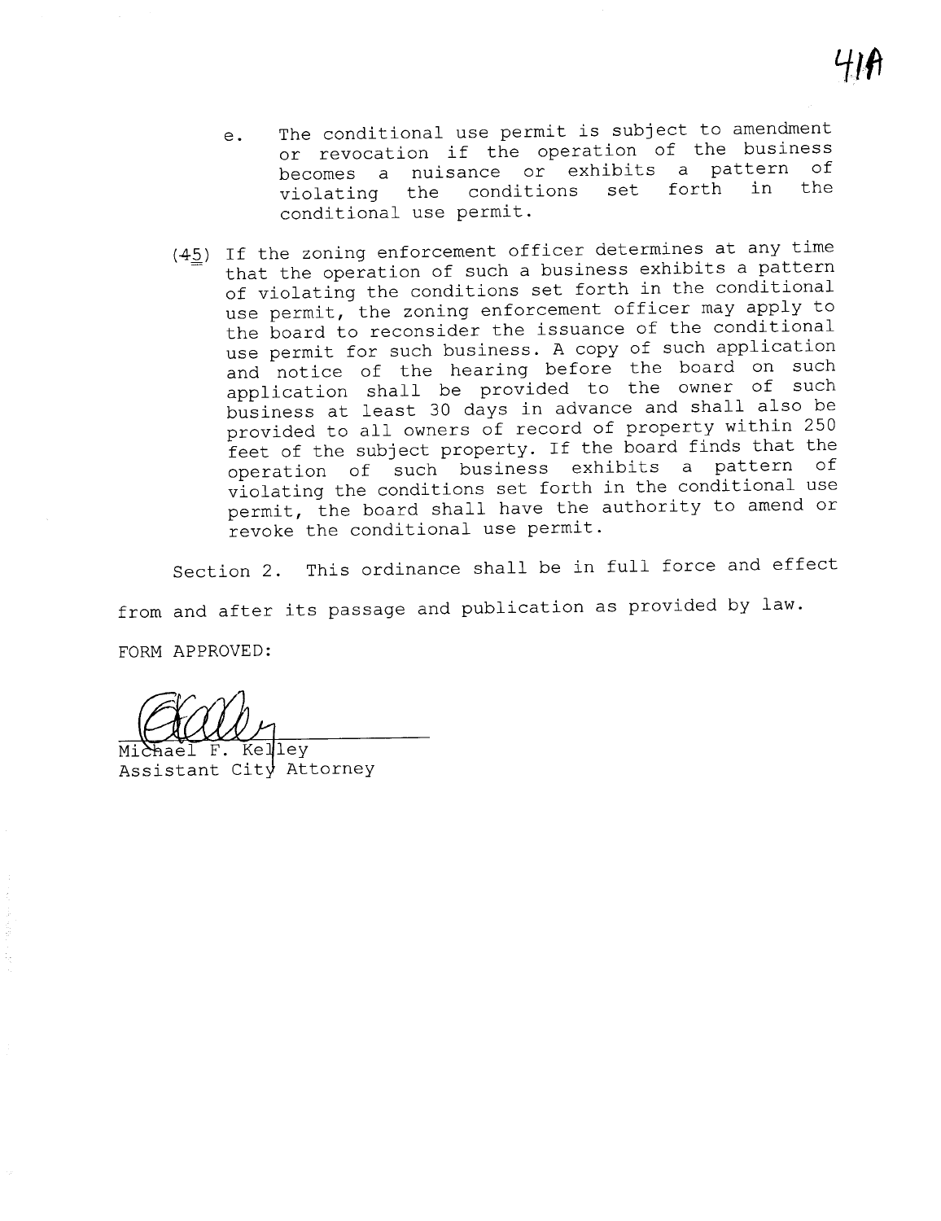e. The conditional use permit is subject to amendment or revocation if the operation of the business becomes a nuisance or exhibits a pattern of violating the conditions set forth in the conditional use permit.

(~~4~~5) If the zoning enforcement officer determines at any time that the operation of such a business exhibits a pattern of violating the conditions set forth in the conditional use permit, the zoning enforcement officer may apply to the board to reconsider the issuance of the conditional use permit for such business. A copy of such application and notice of the hearing before the board on such application shall be provided to the owner of such business at least 30 days in advance and shall also be provided to all owners of record of property within 250 feet of the subject property. If the board finds that the operation of such business exhibits a pattern of violating the conditions set forth in the conditional use permit, the board shall have the authority to amend or revoke the conditional use permit.

Section 2. This ordinance shall be in full force and effect from and after its passage and publication as provided by law.

FORM APPROVED:

Michael F. Kelley
Assistant City Attorney